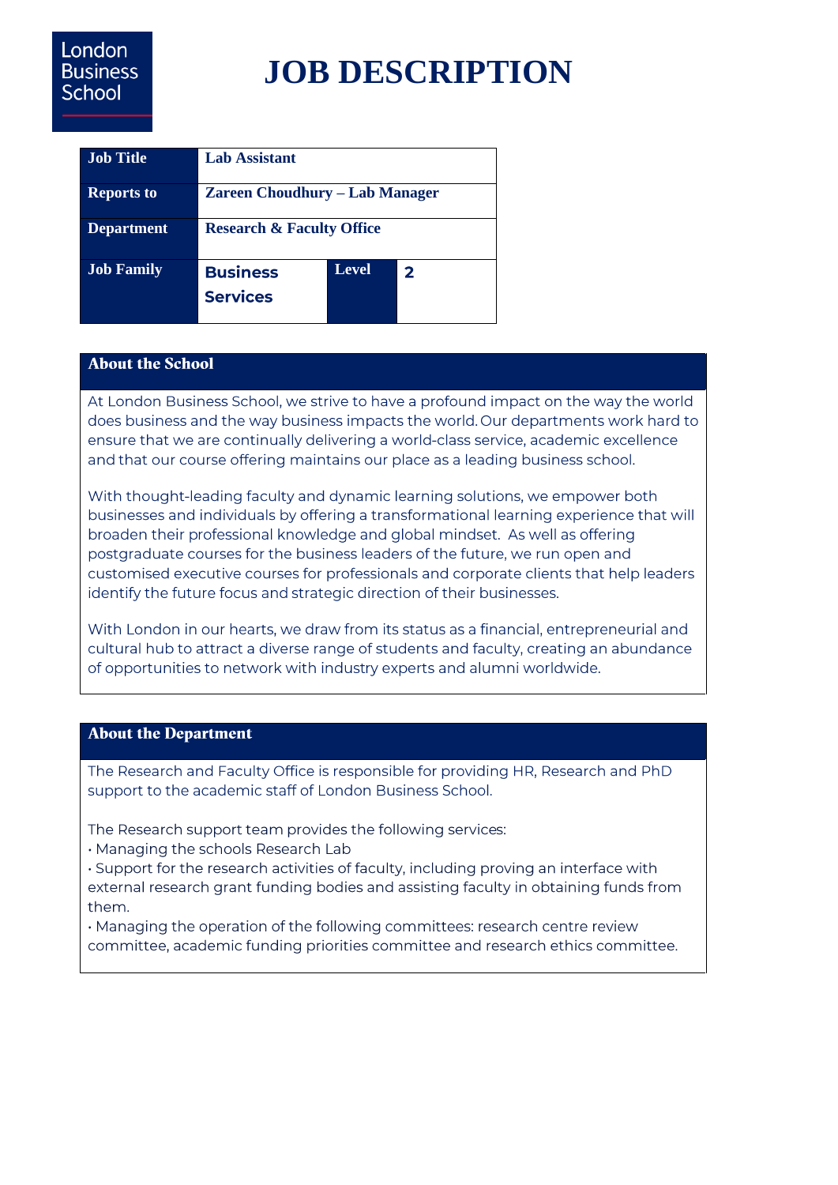London Business School

# JOB DESCRIPTION

| Job Title | Lab Assistant | | |
|---|---|---|---|
| Reports to | Zareen Choudhury – Lab Manager | | |
| Department | Research & Faculty Office | | |
| Job Family | Business Services | Level | 2 |

## About the School

At London Business School, we strive to have a profound impact on the way the world does business and the way business impacts the world. Our departments work hard to ensure that we are continually delivering a world-class service, academic excellence and that our course offering maintains our place as a leading business school.

With thought-leading faculty and dynamic learning solutions, we empower both businesses and individuals by offering a transformational learning experience that will broaden their professional knowledge and global mindset. As well as offering postgraduate courses for the business leaders of the future, we run open and customised executive courses for professionals and corporate clients that help leaders identify the future focus and strategic direction of their businesses.

With London in our hearts, we draw from its status as a financial, entrepreneurial and cultural hub to attract a diverse range of students and faculty, creating an abundance of opportunities to network with industry experts and alumni worldwide.

## About the Department

The Research and Faculty Office is responsible for providing HR, Research and PhD support to the academic staff of London Business School.

The Research support team provides the following services:
- Managing the schools Research Lab
- Support for the research activities of faculty, including proving an interface with external research grant funding bodies and assisting faculty in obtaining funds from them.
- Managing the operation of the following committees: research centre review committee, academic funding priorities committee and research ethics committee.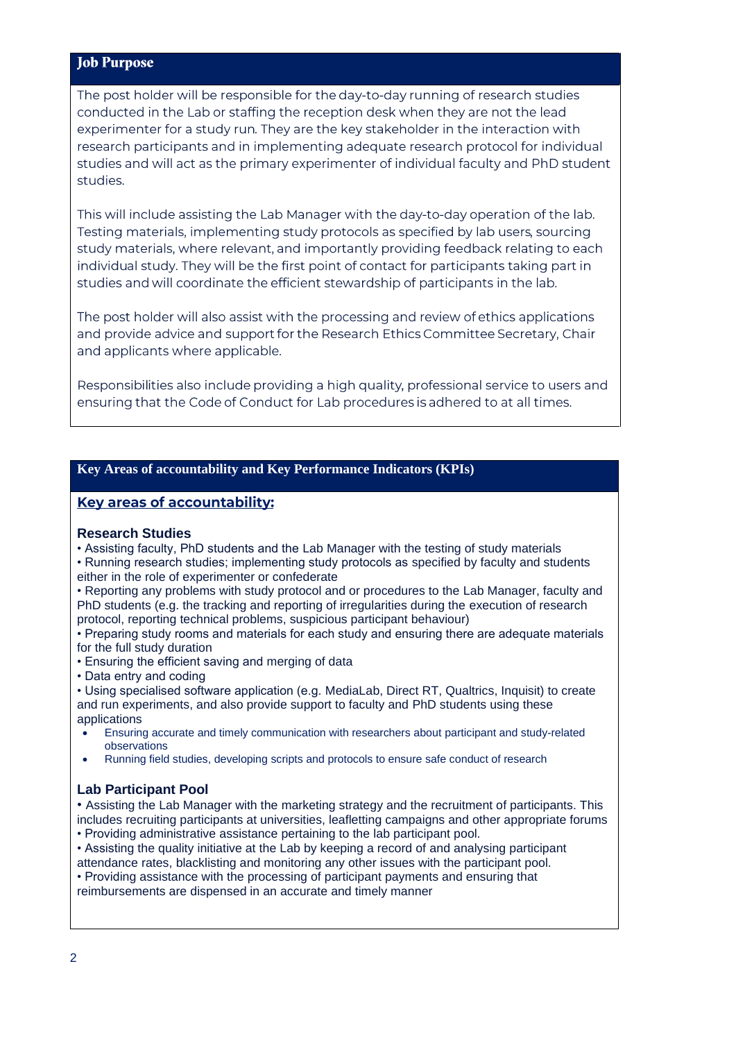## Job Purpose

The post holder will be responsible for the day-to-day running of research studies conducted in the Lab or staffing the reception desk when they are not the lead experimenter for a study run. They are the key stakeholder in the interaction with research participants and in implementing adequate research protocol for individual studies and will act as the primary experimenter of individual faculty and PhD student studies.

This will include assisting the Lab Manager with the day-to-day operation of the lab. Testing materials, implementing study protocols as specified by lab users, sourcing study materials, where relevant, and importantly providing feedback relating to each individual study. They will be the first point of contact for participants taking part in studies and will coordinate the efficient stewardship of participants in the lab.

The post holder will also assist with the processing and review of ethics applications and provide advice and support for the Research Ethics Committee Secretary, Chair and applicants where applicable.

Responsibilities also include providing a high quality, professional service to users and ensuring that the Code of Conduct for Lab procedures is adhered to at all times.

## Key Areas of accountability and Key Performance Indicators (KPIs)

### Key areas of accountability:

#### Research Studies

- Assisting faculty, PhD students and the Lab Manager with the testing of study materials
- Running research studies; implementing study protocols as specified by faculty and students either in the role of experimenter or confederate
- Reporting any problems with study protocol and or procedures to the Lab Manager, faculty and PhD students (e.g. the tracking and reporting of irregularities during the execution of research protocol, reporting technical problems, suspicious participant behaviour)
- Preparing study rooms and materials for each study and ensuring there are adequate materials for the full study duration
- Ensuring the efficient saving and merging of data
- Data entry and coding
- Using specialised software application (e.g. MediaLab, Direct RT, Qualtrics, Inquisit) to create and run experiments, and also provide support to faculty and PhD students using these applications
- Ensuring accurate and timely communication with researchers about participant and study-related observations
- Running field studies, developing scripts and protocols to ensure safe conduct of research

#### Lab Participant Pool

- Assisting the Lab Manager with the marketing strategy and the recruitment of participants. This includes recruiting participants at universities, leafletting campaigns and other appropriate forums
- Providing administrative assistance pertaining to the lab participant pool.
- Assisting the quality initiative at the Lab by keeping a record of and analysing participant attendance rates, blacklisting and monitoring any other issues with the participant pool.
- Providing assistance with the processing of participant payments and ensuring that reimbursements are dispensed in an accurate and timely manner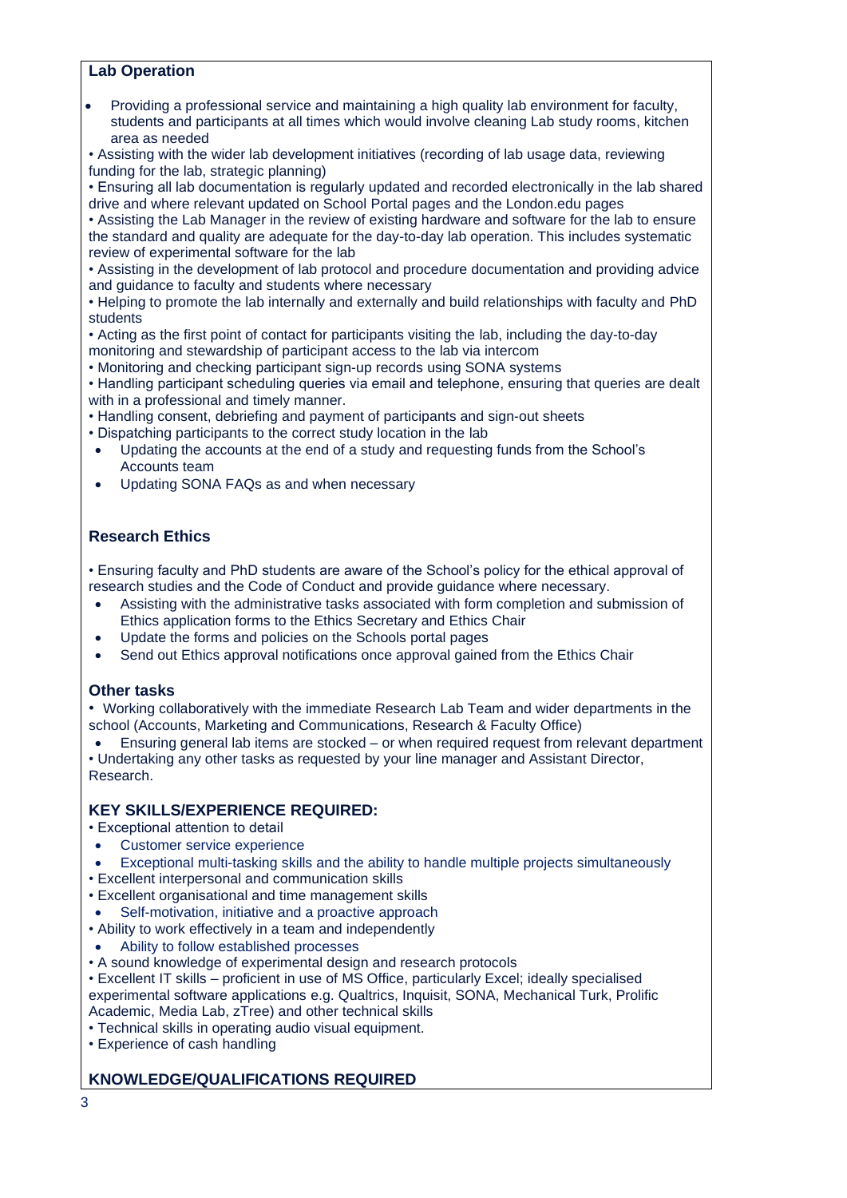### Lab Operation

- Providing a professional service and maintaining a high quality lab environment for faculty, students and participants at all times which would involve cleaning Lab study rooms, kitchen area as needed
- Assisting with the wider lab development initiatives (recording of lab usage data, reviewing funding for the lab, strategic planning)
- Ensuring all lab documentation is regularly updated and recorded electronically in the lab shared drive and where relevant updated on School Portal pages and the London.edu pages
- Assisting the Lab Manager in the review of existing hardware and software for the lab to ensure the standard and quality are adequate for the day-to-day lab operation. This includes systematic review of experimental software for the lab
- Assisting in the development of lab protocol and procedure documentation and providing advice and guidance to faculty and students where necessary
- Helping to promote the lab internally and externally and build relationships with faculty and PhD students
- Acting as the first point of contact for participants visiting the lab, including the day-to-day monitoring and stewardship of participant access to the lab via intercom
- Monitoring and checking participant sign-up records using SONA systems
- Handling participant scheduling queries via email and telephone, ensuring that queries are dealt with in a professional and timely manner.
- Handling consent, debriefing and payment of participants and sign-out sheets
- Dispatching participants to the correct study location in the lab
- Updating the accounts at the end of a study and requesting funds from the School's Accounts team
- Updating SONA FAQs as and when necessary

### Research Ethics

- Ensuring faculty and PhD students are aware of the School's policy for the ethical approval of research studies and the Code of Conduct and provide guidance where necessary.
- Assisting with the administrative tasks associated with form completion and submission of Ethics application forms to the Ethics Secretary and Ethics Chair
- Update the forms and policies on the Schools portal pages
- Send out Ethics approval notifications once approval gained from the Ethics Chair

### Other tasks

- Working collaboratively with the immediate Research Lab Team and wider departments in the school (Accounts, Marketing and Communications, Research & Faculty Office)
- Ensuring general lab items are stocked – or when required request from relevant department
- Undertaking any other tasks as requested by your line manager and Assistant Director, Research.

### KEY SKILLS/EXPERIENCE REQUIRED:

- Exceptional attention to detail
- Customer service experience
- Exceptional multi-tasking skills and the ability to handle multiple projects simultaneously
- Excellent interpersonal and communication skills
- Excellent organisational and time management skills
- Self-motivation, initiative and a proactive approach
- Ability to work effectively in a team and independently
- Ability to follow established processes
- A sound knowledge of experimental design and research protocols
- Excellent IT skills – proficient in use of MS Office, particularly Excel; ideally specialised experimental software applications e.g. Qualtrics, Inquisit, SONA, Mechanical Turk, Prolific Academic, Media Lab, zTree) and other technical skills
- Technical skills in operating audio visual equipment.
- Experience of cash handling

### KNOWLEDGE/QUALIFICATIONS REQUIRED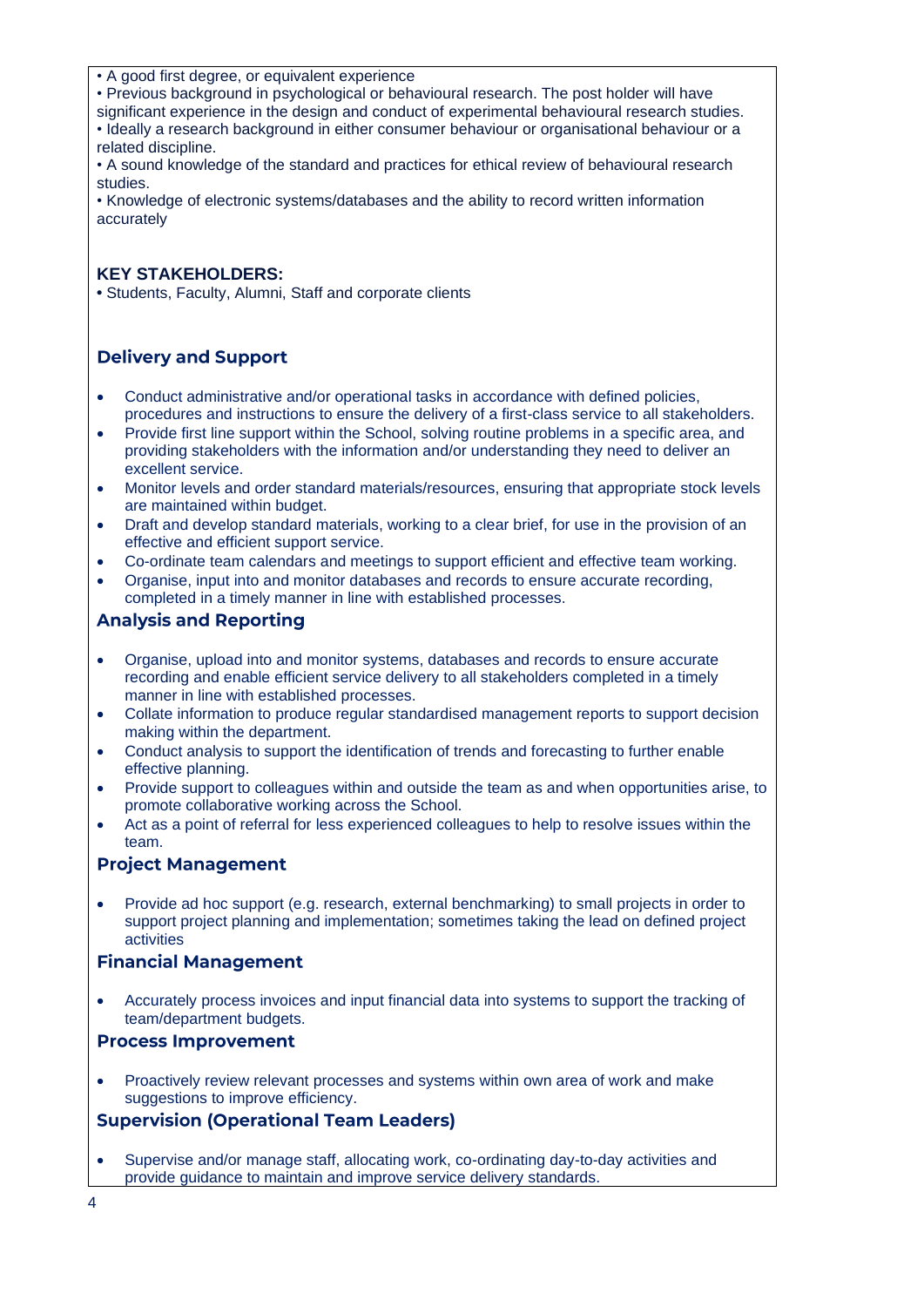- A good first degree, or equivalent experience
- Previous background in psychological or behavioural research. The post holder will have significant experience in the design and conduct of experimental behavioural research studies.
- Ideally a research background in either consumer behaviour or organisational behaviour or a related discipline.
- A sound knowledge of the standard and practices for ethical review of behavioural research studies.
- Knowledge of electronic systems/databases and the ability to record written information accurately

**KEY STAKEHOLDERS:**

- Students, Faculty, Alumni, Staff and corporate clients

## Delivery and Support

- Conduct administrative and/or operational tasks in accordance with defined policies, procedures and instructions to ensure the delivery of a first-class service to all stakeholders.
- Provide first line support within the School, solving routine problems in a specific area, and providing stakeholders with the information and/or understanding they need to deliver an excellent service.
- Monitor levels and order standard materials/resources, ensuring that appropriate stock levels are maintained within budget.
- Draft and develop standard materials, working to a clear brief, for use in the provision of an effective and efficient support service.
- Co-ordinate team calendars and meetings to support efficient and effective team working.
- Organise, input into and monitor databases and records to ensure accurate recording, completed in a timely manner in line with established processes.

## Analysis and Reporting

- Organise, upload into and monitor systems, databases and records to ensure accurate recording and enable efficient service delivery to all stakeholders completed in a timely manner in line with established processes.
- Collate information to produce regular standardised management reports to support decision making within the department.
- Conduct analysis to support the identification of trends and forecasting to further enable effective planning.
- Provide support to colleagues within and outside the team as and when opportunities arise, to promote collaborative working across the School.
- Act as a point of referral for less experienced colleagues to help to resolve issues within the team.

## Project Management

- Provide ad hoc support (e.g. research, external benchmarking) to small projects in order to support project planning and implementation; sometimes taking the lead on defined project activities

## Financial Management

- Accurately process invoices and input financial data into systems to support the tracking of team/department budgets.

## Process Improvement

- Proactively review relevant processes and systems within own area of work and make suggestions to improve efficiency.

## Supervision (Operational Team Leaders)

- Supervise and/or manage staff, allocating work, co-ordinating day-to-day activities and provide guidance to maintain and improve service delivery standards.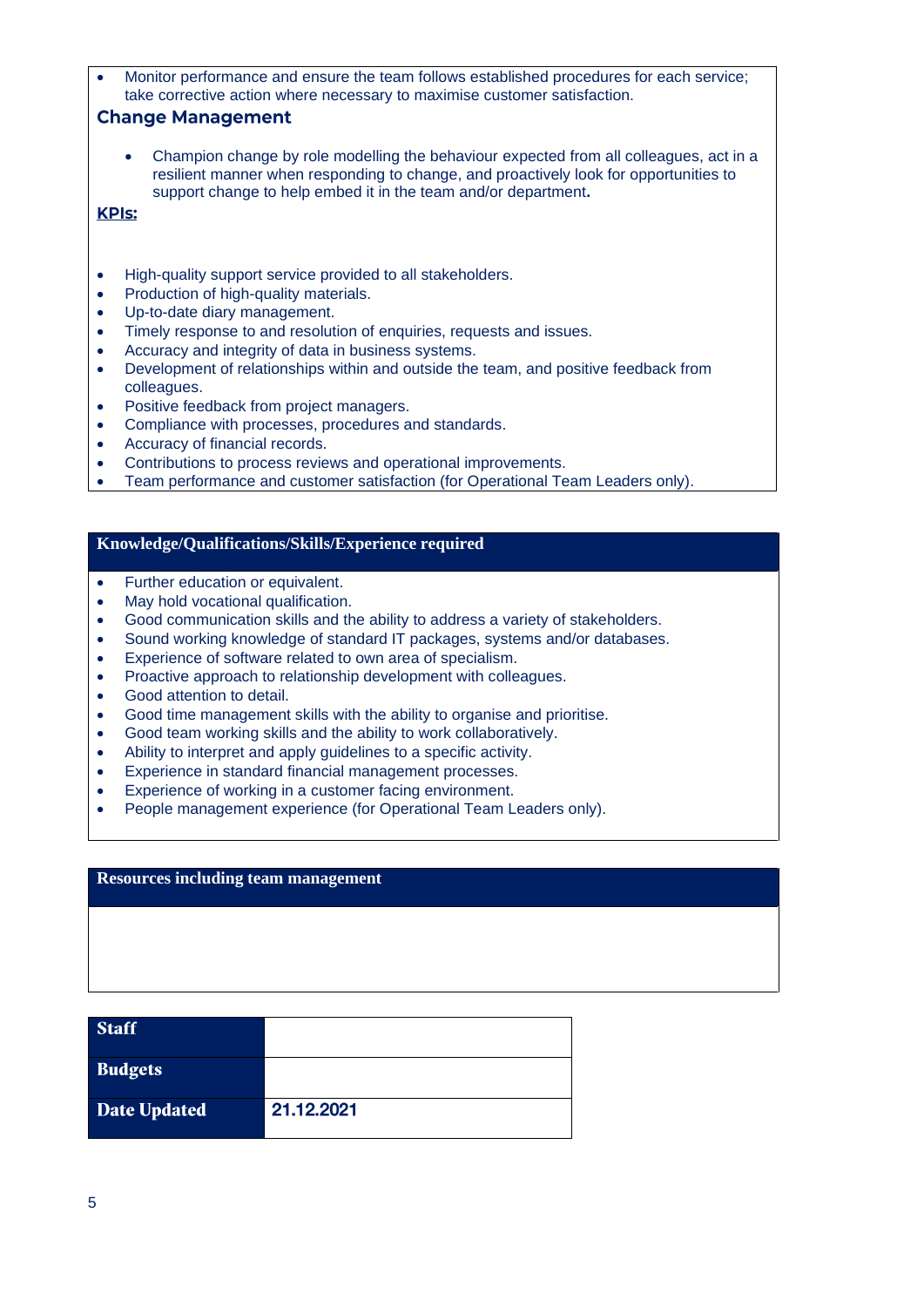- Monitor performance and ensure the team follows established procedures for each service; take corrective action where necessary to maximise customer satisfaction.

### Change Management

- Champion change by role modelling the behaviour expected from all colleagues, act in a resilient manner when responding to change, and proactively look for opportunities to support change to help embed it in the team and/or department.

**KPIs:**

- High-quality support service provided to all stakeholders.
- Production of high-quality materials.
- Up-to-date diary management.
- Timely response to and resolution of enquiries, requests and issues.
- Accuracy and integrity of data in business systems.
- Development of relationships within and outside the team, and positive feedback from colleagues.
- Positive feedback from project managers.
- Compliance with processes, procedures and standards.
- Accuracy of financial records.
- Contributions to process reviews and operational improvements.
- Team performance and customer satisfaction (for Operational Team Leaders only).

## Knowledge/Qualifications/Skills/Experience required

- Further education or equivalent.
- May hold vocational qualification.
- Good communication skills and the ability to address a variety of stakeholders.
- Sound working knowledge of standard IT packages, systems and/or databases.
- Experience of software related to own area of specialism.
- Proactive approach to relationship development with colleagues.
- Good attention to detail.
- Good time management skills with the ability to organise and prioritise.
- Good team working skills and the ability to work collaboratively.
- Ability to interpret and apply guidelines to a specific activity.
- Experience in standard financial management processes.
- Experience of working in a customer facing environment.
- People management experience (for Operational Team Leaders only).

## Resources including team management

| | |
|---|---|
| **Staff** | |
| **Budgets** | |
| **Date Updated** | **21.12.2021** |